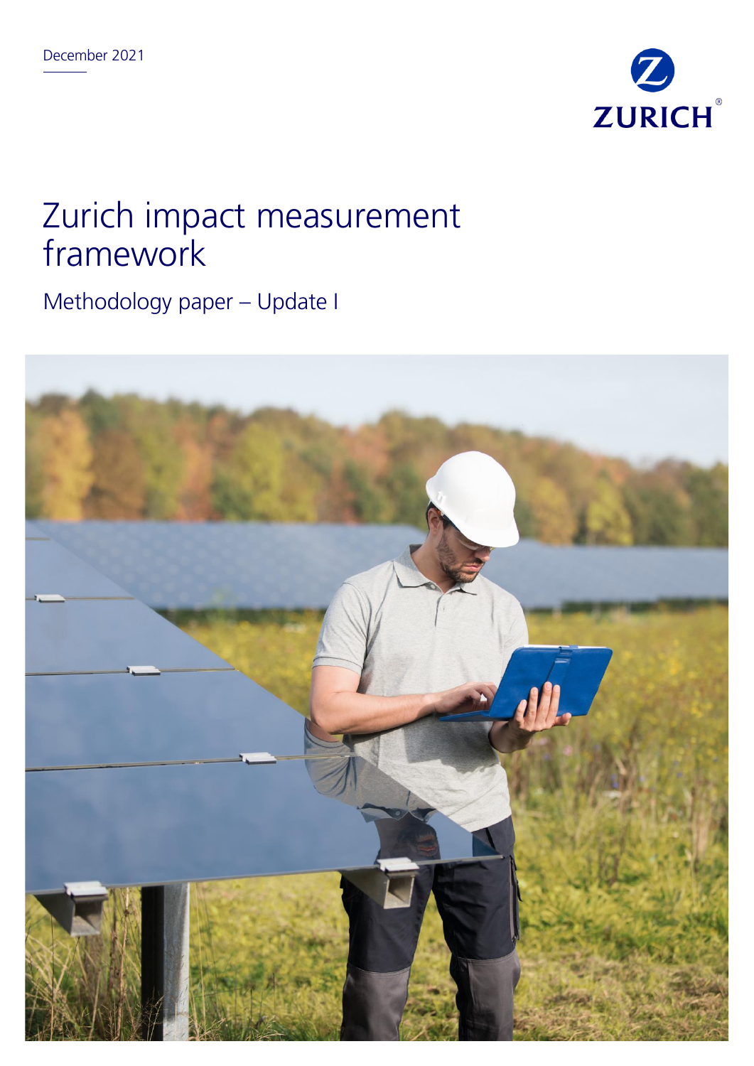December 2021

ZURICH

# Zurich impact measurement framework

## Methodology paper – Update I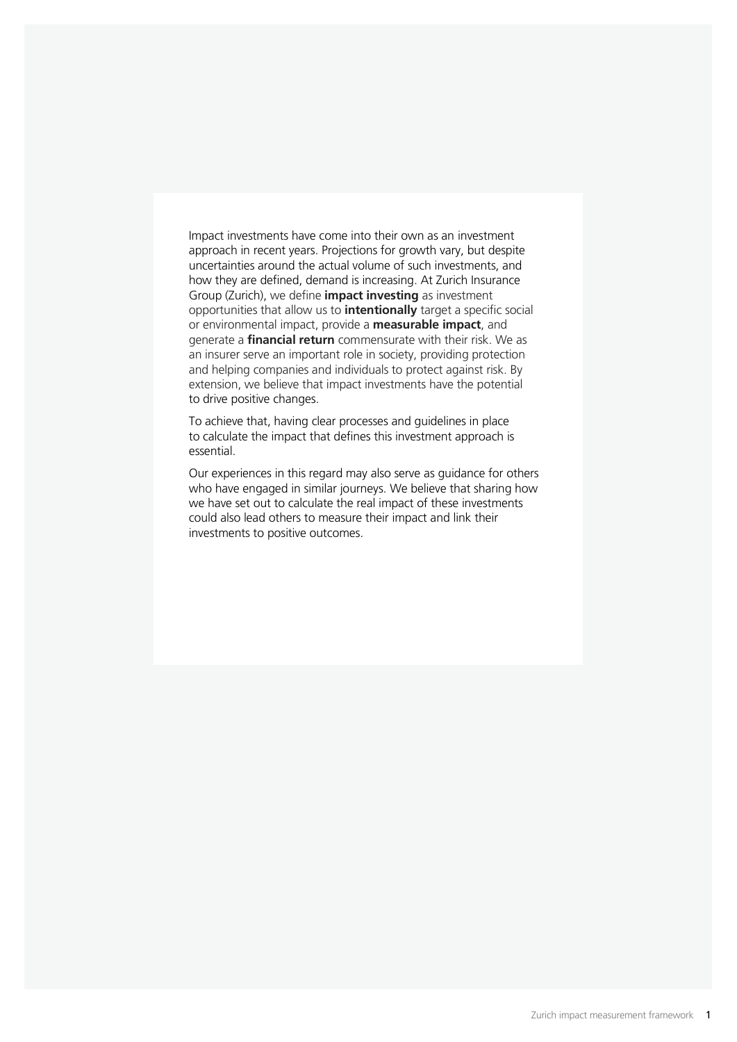Impact investments have come into their own as an investment approach in recent years. Projections for growth vary, but despite uncertainties around the actual volume of such investments, and how they are defined, demand is increasing. At Zurich Insurance Group (Zurich), we define **impact investing** as investment opportunities that allow us to **intentionally** target a specific social or environmental impact, provide a **measurable impact**, and generate a **financial return** commensurate with their risk. We as an insurer serve an important role in society, providing protection and helping companies and individuals to protect against risk. By extension, we believe that impact investments have the potential to drive positive changes.

To achieve that, having clear processes and guidelines in place to calculate the impact that defines this investment approach is essential.

Our experiences in this regard may also serve as guidance for others who have engaged in similar journeys. We believe that sharing how we have set out to calculate the real impact of these investments could also lead others to measure their impact and link their investments to positive outcomes.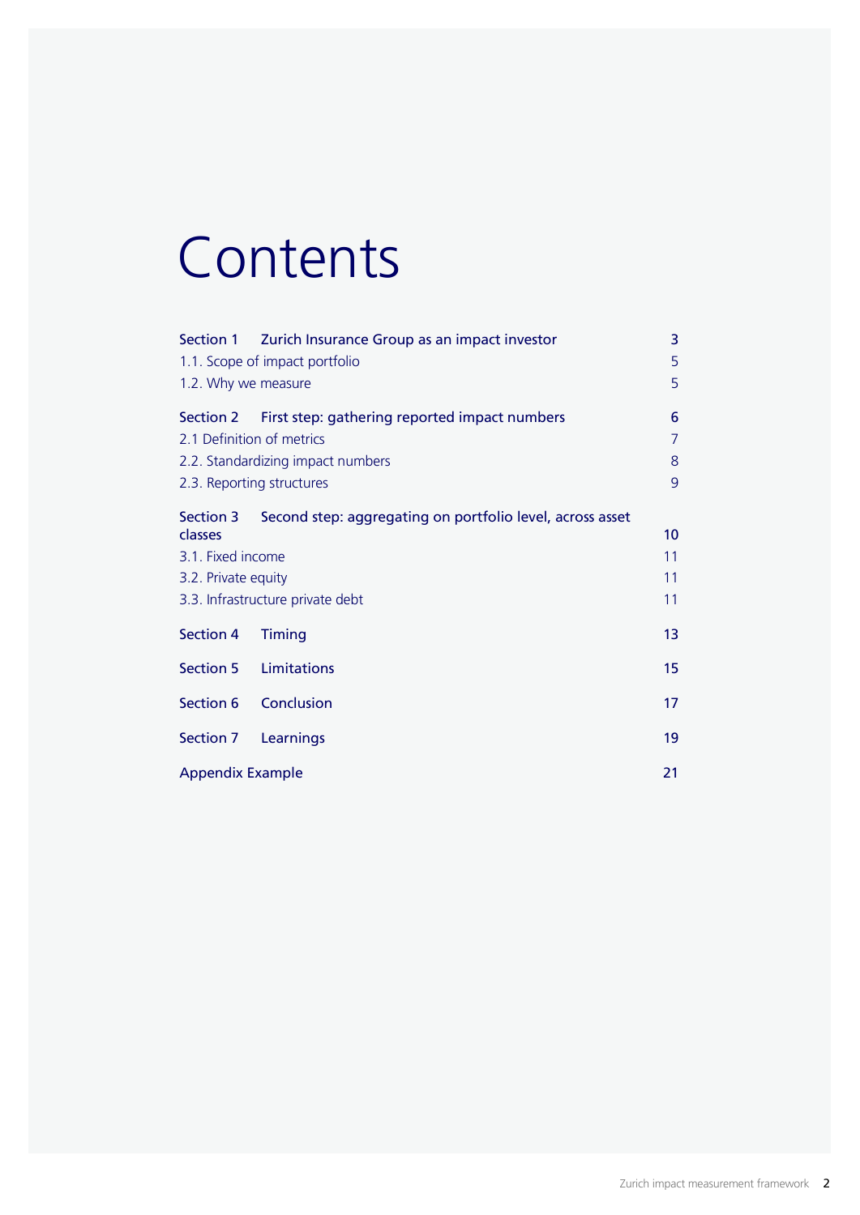# Contents

| | |
|---|---|
| **Section 1 Zurich Insurance Group as an impact investor** | **3** |
| 1.1. Scope of impact portfolio | 5 |
| 1.2. Why we measure | 5 |
| **Section 2 First step: gathering reported impact numbers** | **6** |
| 2.1 Definition of metrics | 7 |
| 2.2. Standardizing impact numbers | 8 |
| 2.3. Reporting structures | 9 |
| **Section 3 Second step: aggregating on portfolio level, across asset classes** | **10** |
| 3.1. Fixed income | 11 |
| 3.2. Private equity | 11 |
| 3.3. Infrastructure private debt | 11 |
| **Section 4 Timing** | **13** |
| **Section 5 Limitations** | **15** |
| **Section 6 Conclusion** | **17** |
| **Section 7 Learnings** | **19** |
| **Appendix Example** | **21** |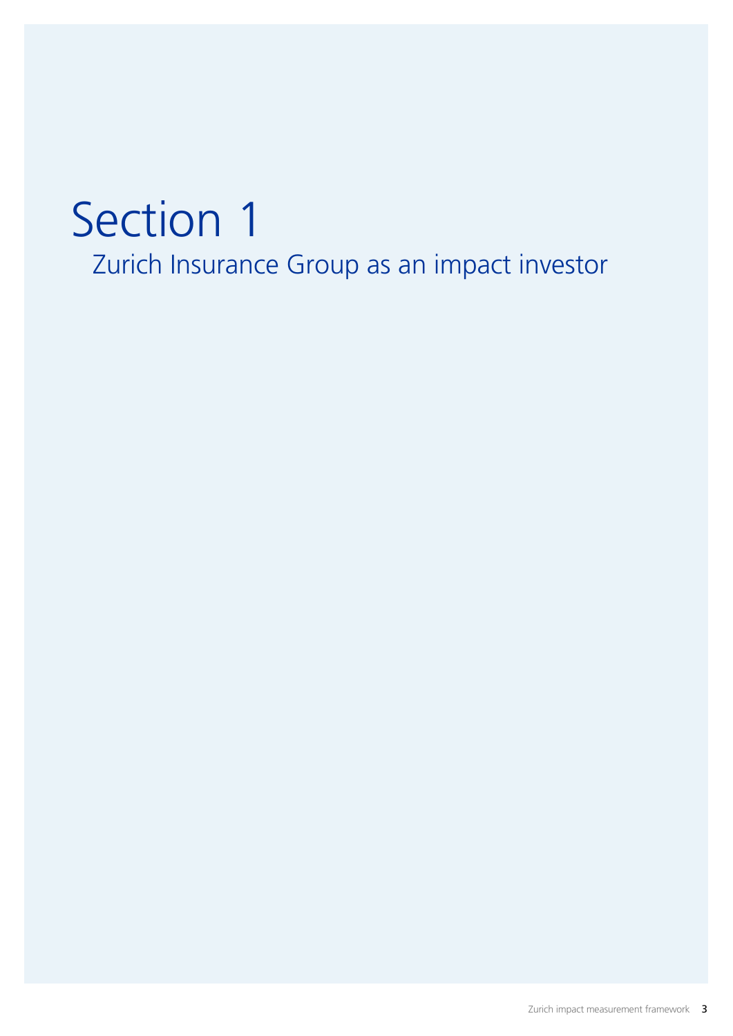# Section 1

## Zurich Insurance Group as an impact investor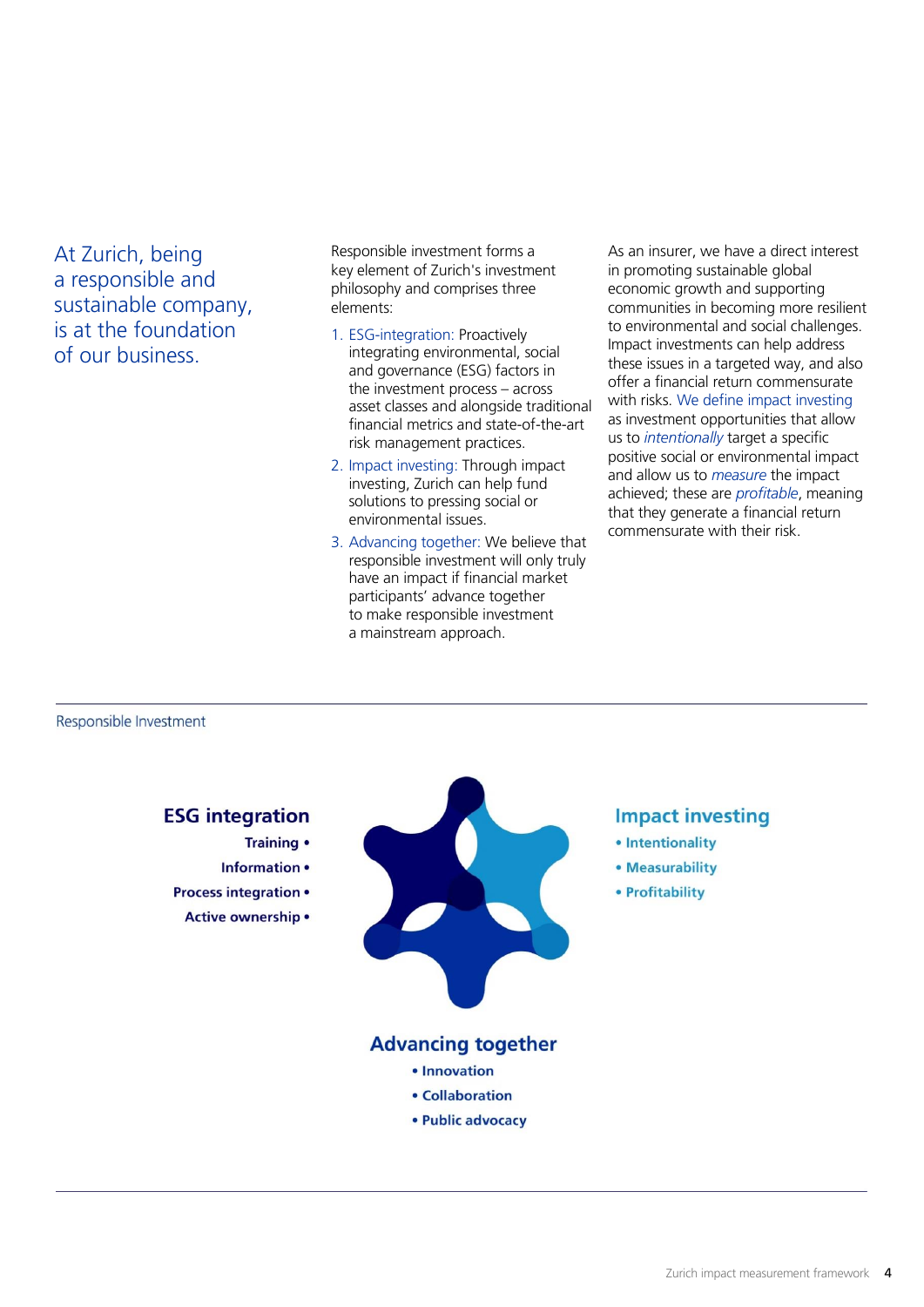At Zurich, being a responsible and sustainable company, is at the foundation of our business.

Responsible investment forms a key element of Zurich's investment philosophy and comprises three elements:

1. ESG-integration: Proactively integrating environmental, social and governance (ESG) factors in the investment process – across asset classes and alongside traditional financial metrics and state-of-the-art risk management practices.
2. Impact investing: Through impact investing, Zurich can help fund solutions to pressing social or environmental issues.
3. Advancing together: We believe that responsible investment will only truly have an impact if financial market participants' advance together to make responsible investment a mainstream approach.

As an insurer, we have a direct interest in promoting sustainable global economic growth and supporting communities in becoming more resilient to environmental and social challenges. Impact investments can help address these issues in a targeted way, and also offer a financial return commensurate with risks. We define impact investing as investment opportunities that allow us to *intentionally* target a specific positive social or environmental impact and allow us to *measure* the impact achieved; these are *profitable*, meaning that they generate a financial return commensurate with their risk.

Responsible Investment

**ESG integration**
- Training
- Information
- Process integration
- Active ownership

**Impact investing**
- Intentionality
- Measurability
- Profitability

**Advancing together**
- Innovation
- Collaboration
- Public advocacy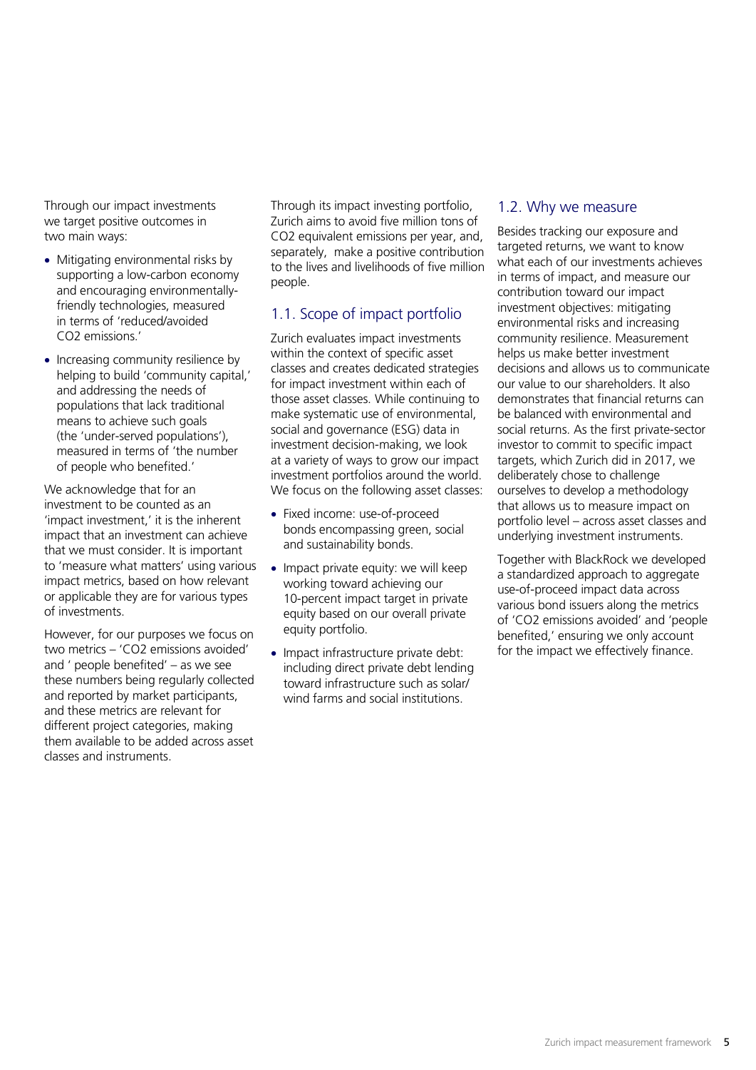Through our impact investments we target positive outcomes in two main ways:

- Mitigating environmental risks by supporting a low-carbon economy and encouraging environmentally-friendly technologies, measured in terms of 'reduced/avoided $CO_2$ emissions.'
- Increasing community resilience by helping to build 'community capital,' and addressing the needs of populations that lack traditional means to achieve such goals (the 'under-served populations'), measured in terms of 'the number of people who benefited.'

We acknowledge that for an investment to be counted as an 'impact investment,' it is the inherent impact that an investment can achieve that we must consider. It is important to 'measure what matters' using various impact metrics, based on how relevant or applicable they are for various types of investments.

However, for our purposes we focus on two metrics – '$CO_2$ emissions avoided' and ' people benefited' – as we see these numbers being regularly collected and reported by market participants, and these metrics are relevant for different project categories, making them available to be added across asset classes and instruments.

Through its impact investing portfolio, Zurich aims to avoid five million tons of $CO_2$ equivalent emissions per year, and, separately, make a positive contribution to the lives and livelihoods of five million people.

## 1.1. Scope of impact portfolio

Zurich evaluates impact investments within the context of specific asset classes and creates dedicated strategies for impact investment within each of those asset classes. While continuing to make systematic use of environmental, social and governance (ESG) data in investment decision-making, we look at a variety of ways to grow our impact investment portfolios around the world. We focus on the following asset classes:

- Fixed income: use-of-proceed bonds encompassing green, social and sustainability bonds.
- Impact private equity: we will keep working toward achieving our 10-percent impact target in private equity based on our overall private equity portfolio.
- Impact infrastructure private debt: including direct private debt lending toward infrastructure such as solar/wind farms and social institutions.

## 1.2. Why we measure

Besides tracking our exposure and targeted returns, we want to know what each of our investments achieves in terms of impact, and measure our contribution toward our impact investment objectives: mitigating environmental risks and increasing community resilience. Measurement helps us make better investment decisions and allows us to communicate our value to our shareholders. It also demonstrates that financial returns can be balanced with environmental and social returns. As the first private-sector investor to commit to specific impact targets, which Zurich did in 2017, we deliberately chose to challenge ourselves to develop a methodology that allows us to measure impact on portfolio level – across asset classes and underlying investment instruments.

Together with BlackRock we developed a standardized approach to aggregate use-of-proceed impact data across various bond issuers along the metrics of '$CO_2$ emissions avoided' and 'people benefited,' ensuring we only account for the impact we effectively finance.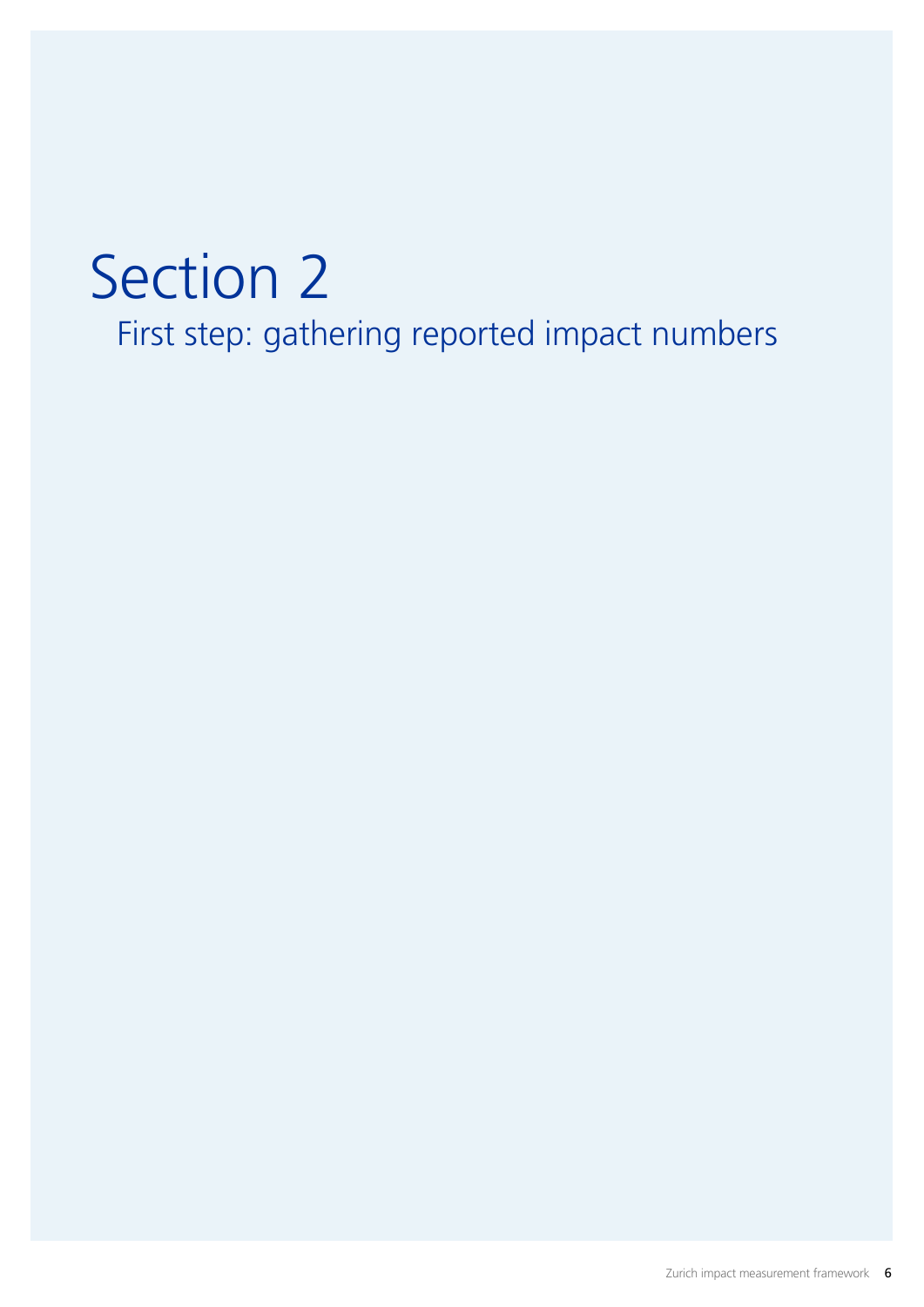# Section 2

## First step: gathering reported impact numbers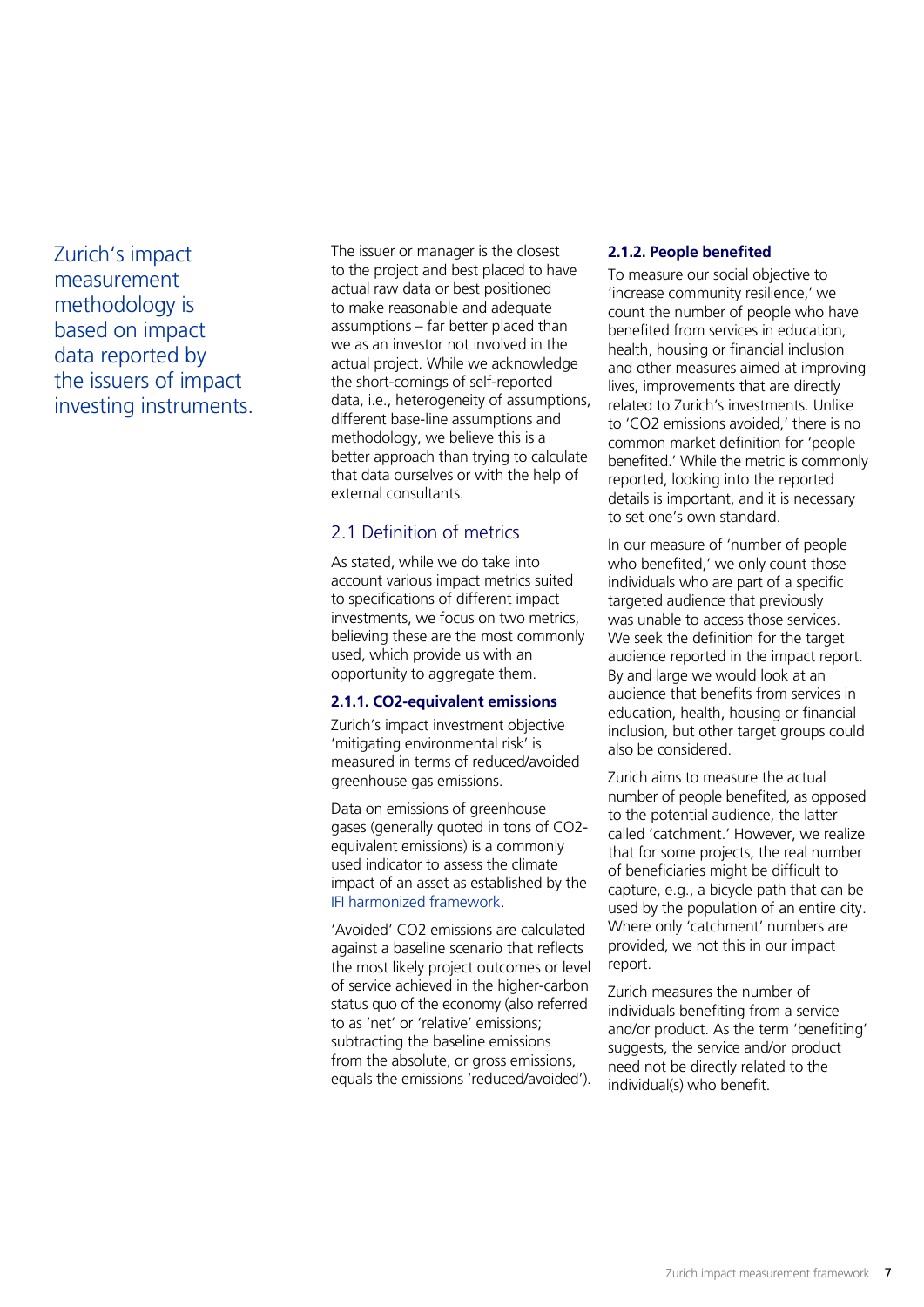Zurich's impact measurement methodology is based on impact data reported by the issuers of impact investing instruments.

The issuer or manager is the closest to the project and best placed to have actual raw data or best positioned to make reasonable and adequate assumptions – far better placed than we as an investor not involved in the actual project. While we acknowledge the short-comings of self-reported data, i.e., heterogeneity of assumptions, different base-line assumptions and methodology, we believe this is a better approach than trying to calculate that data ourselves or with the help of external consultants.

## 2.1 Definition of metrics

As stated, while we do take into account various impact metrics suited to specifications of different impact investments, we focus on two metrics, believing these are the most commonly used, which provide us with an opportunity to aggregate them.

### 2.1.1. CO2-equivalent emissions

Zurich's impact investment objective 'mitigating environmental risk' is measured in terms of reduced/avoided greenhouse gas emissions.

Data on emissions of greenhouse gases (generally quoted in tons of CO2-equivalent emissions) is a commonly used indicator to assess the climate impact of an asset as established by the IFI harmonized framework.

'Avoided' CO2 emissions are calculated against a baseline scenario that reflects the most likely project outcomes or level of service achieved in the higher-carbon status quo of the economy (also referred to as 'net' or 'relative' emissions; subtracting the baseline emissions from the absolute, or gross emissions, equals the emissions 'reduced/avoided').

### 2.1.2. People benefited

To measure our social objective to 'increase community resilience,' we count the number of people who have benefited from services in education, health, housing or financial inclusion and other measures aimed at improving lives, improvements that are directly related to Zurich's investments. Unlike to 'CO2 emissions avoided,' there is no common market definition for 'people benefited.' While the metric is commonly reported, looking into the reported details is important, and it is necessary to set one's own standard.

In our measure of 'number of people who benefited,' we only count those individuals who are part of a specific targeted audience that previously was unable to access those services. We seek the definition for the target audience reported in the impact report. By and large we would look at an audience that benefits from services in education, health, housing or financial inclusion, but other target groups could also be considered.

Zurich aims to measure the actual number of people benefited, as opposed to the potential audience, the latter called 'catchment.' However, we realize that for some projects, the real number of beneficiaries might be difficult to capture, e.g., a bicycle path that can be used by the population of an entire city. Where only 'catchment' numbers are provided, we not this in our impact report.

Zurich measures the number of individuals benefiting from a service and/or product. As the term 'benefiting' suggests, the service and/or product need not be directly related to the individual(s) who benefit.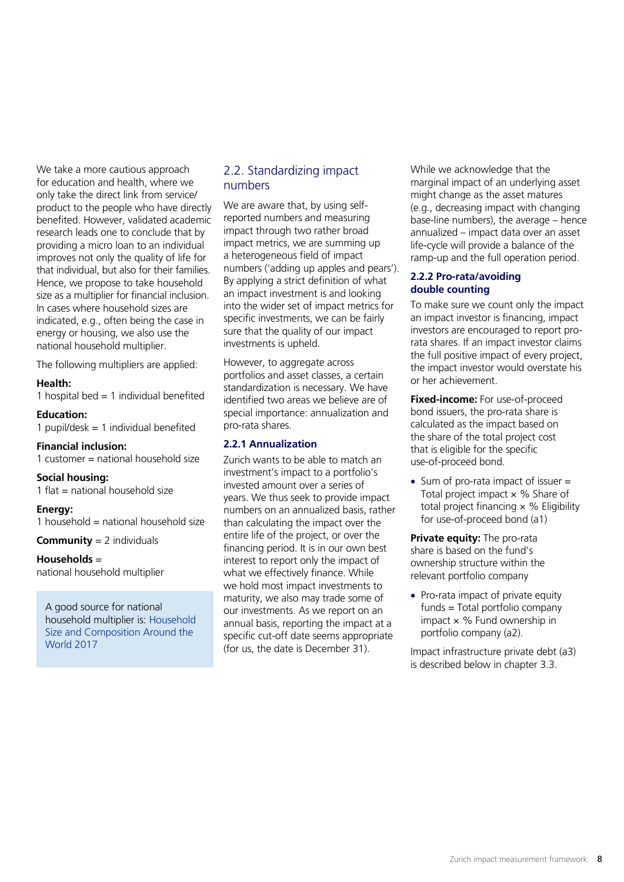We take a more cautious approach for education and health, where we only take the direct link from service/product to the people who have directly benefited. However, validated academic research leads one to conclude that by providing a micro loan to an individual improves not only the quality of life for that individual, but also for their families. Hence, we propose to take household size as a multiplier for financial inclusion. In cases where household sizes are indicated, e.g., often being the case in energy or housing, we also use the national household multiplier.

The following multipliers are applied:

**Health:**
1 hospital bed = 1 individual benefited

**Education:**
1 pupil/desk = 1 individual benefited

**Financial inclusion:**
1 customer = national household size

**Social housing:**
1 flat = national household size

**Energy:**
1 household = national household size

**Community** = 2 individuals

**Households** =
national household multiplier

> A good source for national household multiplier is: Household Size and Composition Around the World 2017

## 2.2. Standardizing impact numbers

We are aware that, by using self-reported numbers and measuring impact through two rather broad impact metrics, we are summing up a heterogeneous field of impact numbers ('adding up apples and pears'). By applying a strict definition of what an impact investment is and looking into the wider set of impact metrics for specific investments, we can be fairly sure that the quality of our impact investments is upheld.

However, to aggregate across portfolios and asset classes, a certain standardization is necessary. We have identified two areas we believe are of special importance: annualization and pro-rata shares.

### 2.2.1 Annualization

Zurich wants to be able to match an investment's impact to a portfolio's invested amount over a series of years. We thus seek to provide impact numbers on an annualized basis, rather than calculating the impact over the entire life of the project, or over the financing period. It is in our own best interest to report only the impact of what we effectively finance. While we hold most impact investments to maturity, we also may trade some of our investments. As we report on an annual basis, reporting the impact at a specific cut-off date seems appropriate (for us, the date is December 31).

While we acknowledge that the marginal impact of an underlying asset might change as the asset matures (e.g., decreasing impact with changing base-line numbers), the average – hence annualized – impact data over an asset life-cycle will provide a balance of the ramp-up and the full operation period.

### 2.2.2 Pro-rata/avoiding double counting

To make sure we count only the impact an impact investor is financing, impact investors are encouraged to report pro-rata shares. If an impact investor claims the full positive impact of every project, the impact investor would overstate his or her achievement.

**Fixed-income:** For use-of-proceed bond issuers, the pro-rata share is calculated as the impact based on the share of the total project cost that is eligible for the specific use-of-proceed bond.

- Sum of pro-rata impact of issuer = Total project impact × % Share of total project financing × % Eligibility for use-of-proceed bond (a1)

**Private equity:** The pro-rata share is based on the fund's ownership structure within the relevant portfolio company

- Pro-rata impact of private equity funds = Total portfolio company impact × % Fund ownership in portfolio company (a2).

Impact infrastructure private debt (a3) is described below in chapter 3.3.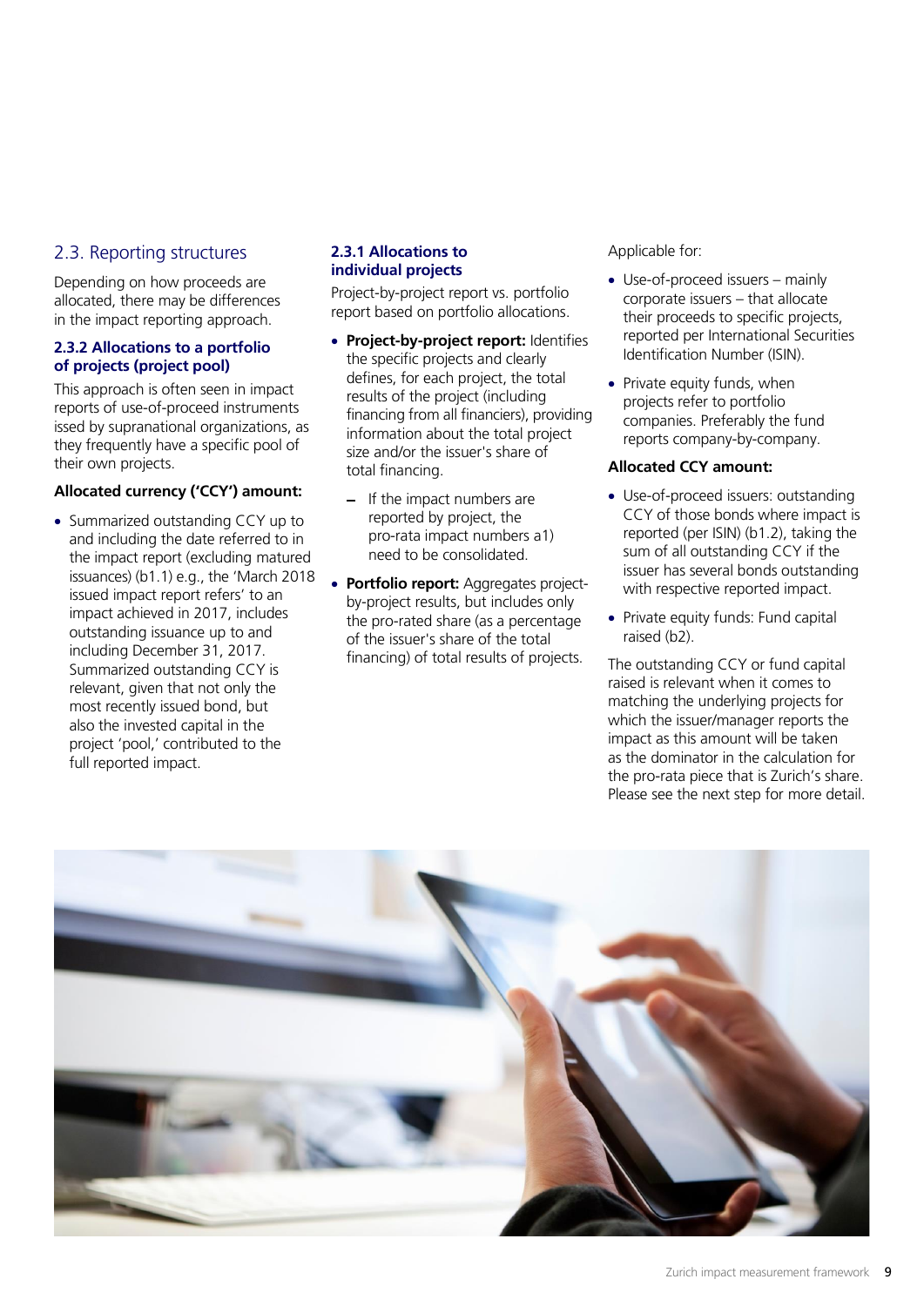## 2.3. Reporting structures

Depending on how proceeds are allocated, there may be differences in the impact reporting approach.

### 2.3.2 Allocations to a portfolio of projects (project pool)

This approach is often seen in impact reports of use-of-proceed instruments issed by supranational organizations, as they frequently have a specific pool of their own projects.

**Allocated currency ('CCY') amount:**

- Summarized outstanding CCY up to and including the date referred to in the impact report (excluding matured issuances) (b1.1) e.g., the 'March 2018 issued impact report refers' to an impact achieved in 2017, includes outstanding issuance up to and including December 31, 2017. Summarized outstanding CCY is relevant, given that not only the most recently issued bond, but also the invested capital in the project 'pool,' contributed to the full reported impact.

### 2.3.1 Allocations to individual projects

Project-by-project report vs. portfolio report based on portfolio allocations.

- **Project-by-project report:** Identifies the specific projects and clearly defines, for each project, the total results of the project (including financing from all financiers), providing information about the total project size and/or the issuer's share of total financing.
  - If the impact numbers are reported by project, the pro-rata impact numbers a1) need to be consolidated.
- **Portfolio report:** Aggregates project-by-project results, but includes only the pro-rated share (as a percentage of the issuer's share of the total financing) of total results of projects.

Applicable for:

- Use-of-proceed issuers – mainly corporate issuers – that allocate their proceeds to specific projects, reported per International Securities Identification Number (ISIN).
- Private equity funds, when projects refer to portfolio companies. Preferably the fund reports company-by-company.

**Allocated CCY amount:**

- Use-of-proceed issuers: outstanding CCY of those bonds where impact is reported (per ISIN) (b1.2), taking the sum of all outstanding CCY if the issuer has several bonds outstanding with respective reported impact.
- Private equity funds: Fund capital raised (b2).

The outstanding CCY or fund capital raised is relevant when it comes to matching the underlying projects for which the issuer/manager reports the impact as this amount will be taken as the dominator in the calculation for the pro-rata piece that is Zurich's share. Please see the next step for more detail.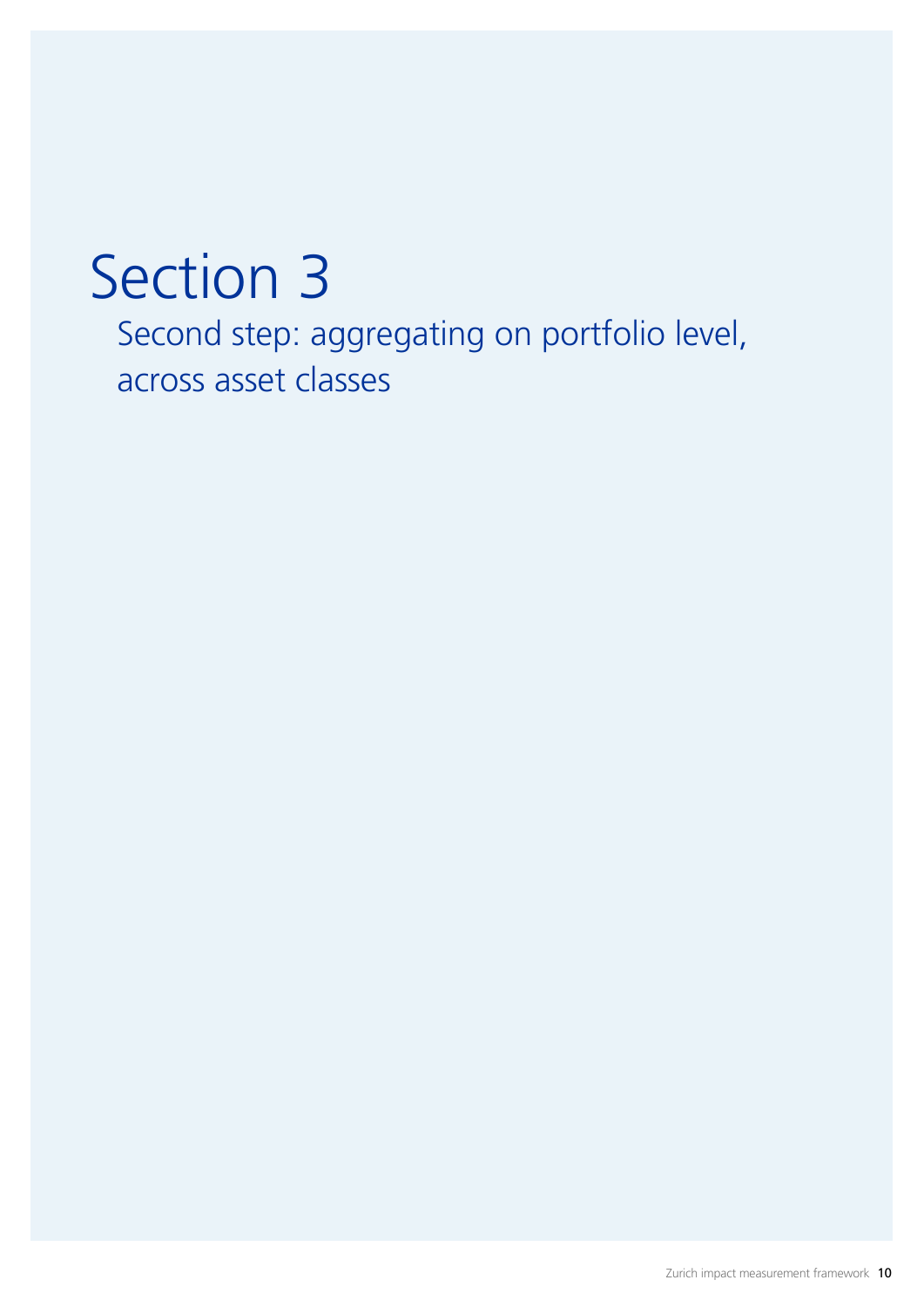# Section 3

## Second step: aggregating on portfolio level, across asset classes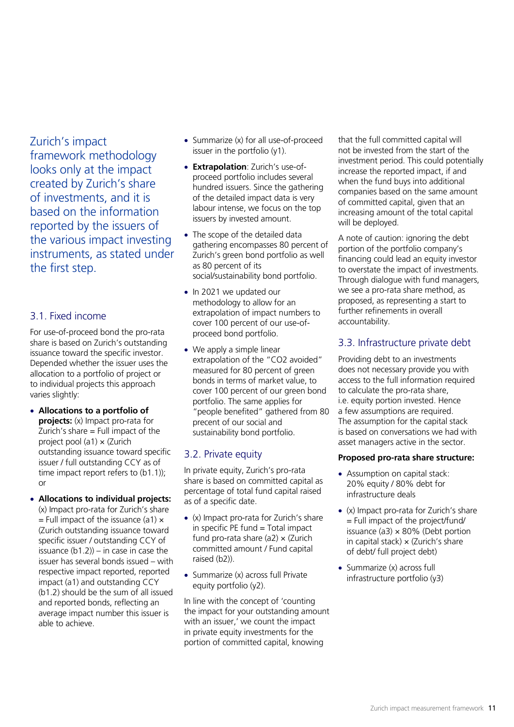Zurich's impact framework methodology looks only at the impact created by Zurich's share of investments, and it is based on the information reported by the issuers of the various impact investing instruments, as stated under the first step.

## 3.1. Fixed income

For use-of-proceed bond the pro-rata share is based on Zurich's outstanding issuance toward the specific investor. Depended whether the issuer uses the allocation to a portfolio of project or to individual projects this approach varies slightly:

- **Allocations to a portfolio of projects:** (x) Impact pro-rata for Zurich's share = Full impact of the project pool (a1) × (Zurich outstanding issuance toward specific issuer / full outstanding CCY as of time impact report refers to (b1.1)); or
- **Allocations to individual projects:** (x) Impact pro-rata for Zurich's share = Full impact of the issuance (a1) × (Zurich outstanding issuance toward specific issuer / outstanding CCY of issuance (b1.2)) – in case in case the issuer has several bonds issued – with respective impact reported, reported impact (a1) and outstanding CCY (b1.2) should be the sum of all issued and reported bonds, reflecting an average impact number this issuer is able to achieve.
- Summarize (x) for all use-of-proceed issuer in the portfolio (y1).
- **Extrapolation**: Zurich's use-of-proceed portfolio includes several hundred issuers. Since the gathering of the detailed impact data is very labour intense, we focus on the top issuers by invested amount.
- The scope of the detailed data gathering encompasses 80 percent of Zurich's green bond portfolio as well as 80 percent of its social/sustainability bond portfolio.
- In 2021 we updated our methodology to allow for an extrapolation of impact numbers to cover 100 percent of our use-of-proceed bond portfolio.
- We apply a simple linear extrapolation of the "CO2 avoided" measured for 80 percent of green bonds in terms of market value, to cover 100 percent of our green bond portfolio. The same applies for "people benefited" gathered from 80 precent of our social and sustainability bond portfolio.

## 3.2. Private equity

In private equity, Zurich's pro-rata share is based on committed capital as percentage of total fund capital raised as of a specific date.

- (x) Impact pro-rata for Zurich's share in specific PE fund = Total impact fund pro-rata share (a2) × (Zurich committed amount / Fund capital raised (b2)).
- Summarize (x) across full Private equity portfolio (y2).

In line with the concept of 'counting the impact for your outstanding amount with an issuer,' we count the impact in private equity investments for the portion of committed capital, knowing that the full committed capital will not be invested from the start of the investment period. This could potentially increase the reported impact, if and when the fund buys into additional companies based on the same amount of committed capital, given that an increasing amount of the total capital will be deployed.

A note of caution: ignoring the debt portion of the portfolio company's financing could lead an equity investor to overstate the impact of investments. Through dialogue with fund managers, we see a pro-rata share method, as proposed, as representing a start to further refinements in overall accountability.

## 3.3. Infrastructure private debt

Providing debt to an investments does not necessary provide you with access to the full information required to calculate the pro-rata share, i.e. equity portion invested. Hence a few assumptions are required. The assumption for the capital stack is based on conversations we had with asset managers active in the sector.

**Proposed pro-rata share structure:**

- Assumption on capital stack: 20% equity / 80% debt for infrastructure deals
- (x) Impact pro-rata for Zurich's share = Full impact of the project/fund/issuance (a3) × 80% (Debt portion in capital stack) × (Zurich's share of debt/ full project debt)
- Summarize (x) across full infrastructure portfolio (y3)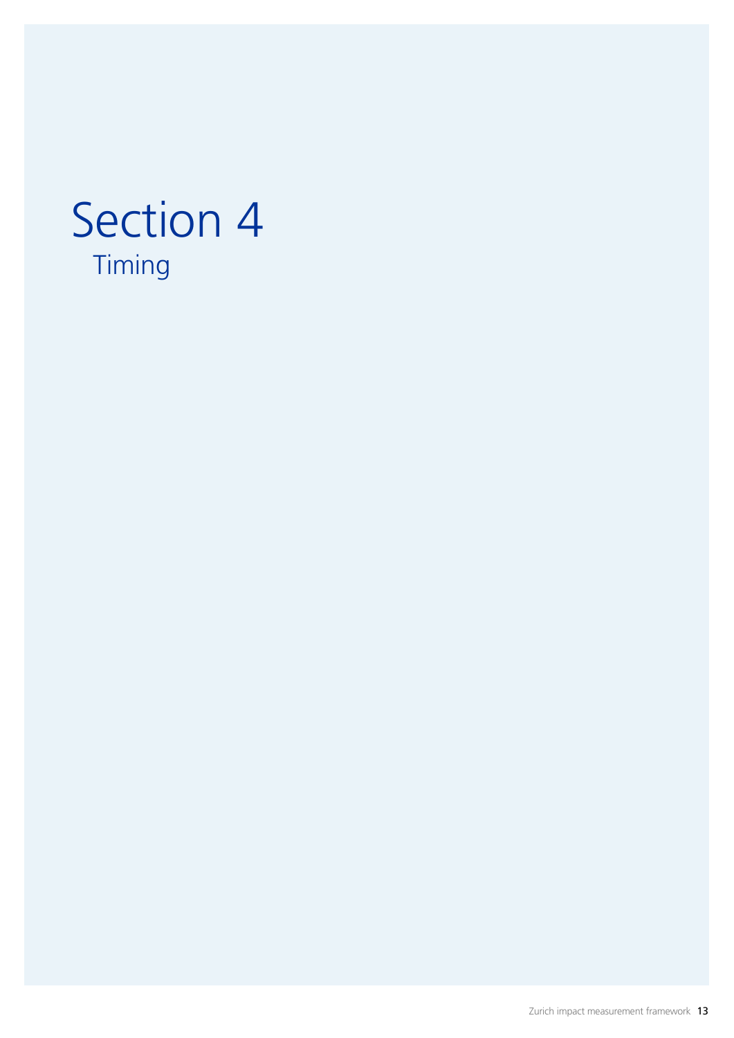# Section 4

## Timing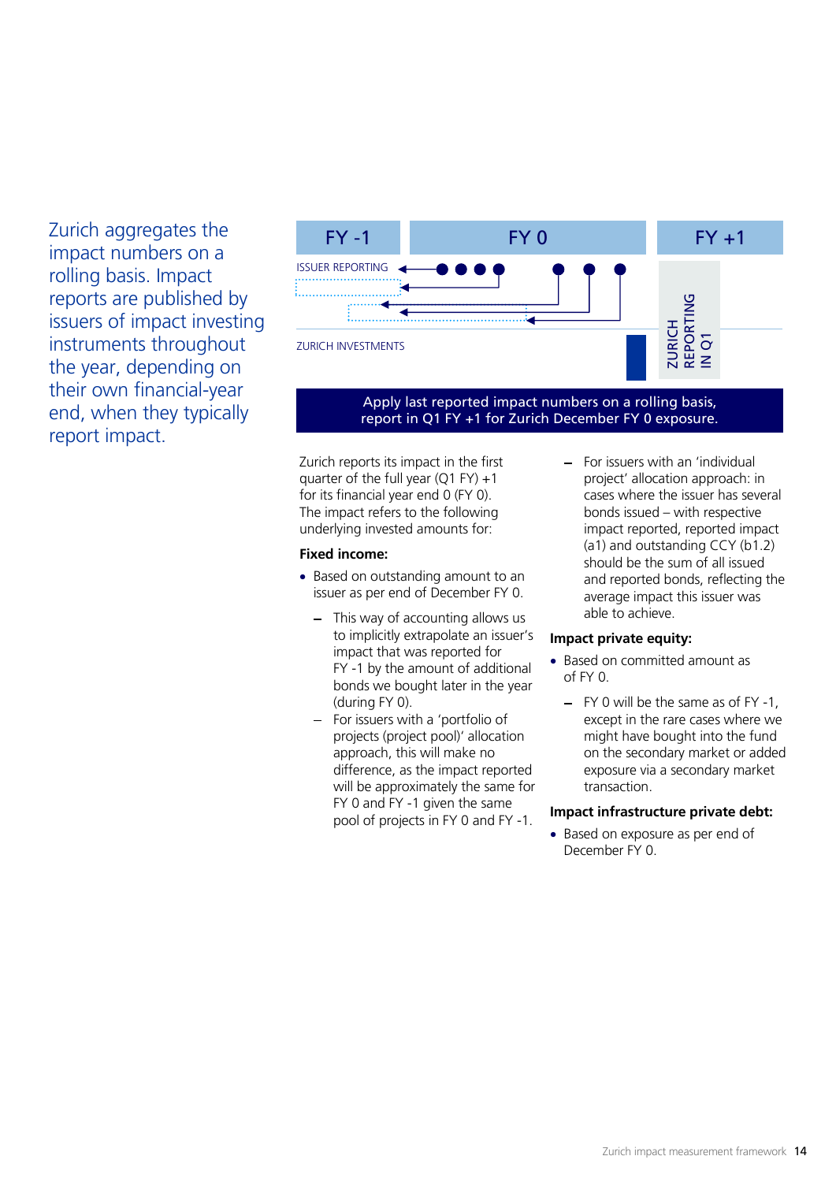Zurich aggregates the impact numbers on a rolling basis. Impact reports are published by issuers of impact investing instruments throughout the year, depending on their own financial-year end, when they typically report impact.

| FY -1 | FY 0 | FY +1 |
|---|---|---|
| ISSUER REPORTING | | ZURICH REPORTING IN Q1 |
| ZURICH INVESTMENTS | | |

**Apply last reported impact numbers on a rolling basis, report in Q1 FY +1 for Zurich December FY 0 exposure.**

Zurich reports its impact in the first quarter of the full year (Q1 FY) +1 for its financial year end 0 (FY 0). The impact refers to the following underlying invested amounts for:

**Fixed income:**

- Based on outstanding amount to an issuer as per end of December FY 0.
  - This way of accounting allows us to implicitly extrapolate an issuer's impact that was reported for FY -1 by the amount of additional bonds we bought later in the year (during FY 0).
  - For issuers with a 'portfolio of projects (project pool)' allocation approach, this will make no difference, as the impact reported will be approximately the same for FY 0 and FY -1 given the same pool of projects in FY 0 and FY -1.
  - For issuers with an 'individual project' allocation approach: in cases where the issuer has several bonds issued – with respective impact reported, reported impact (a1) and outstanding CCY (b1.2) should be the sum of all issued and reported bonds, reflecting the average impact this issuer was able to achieve.

**Impact private equity:**

- Based on committed amount as of FY 0.
  - FY 0 will be the same as of FY -1, except in the rare cases where we might have bought into the fund on the secondary market or added exposure via a secondary market transaction.

**Impact infrastructure private debt:**

- Based on exposure as per end of December FY 0.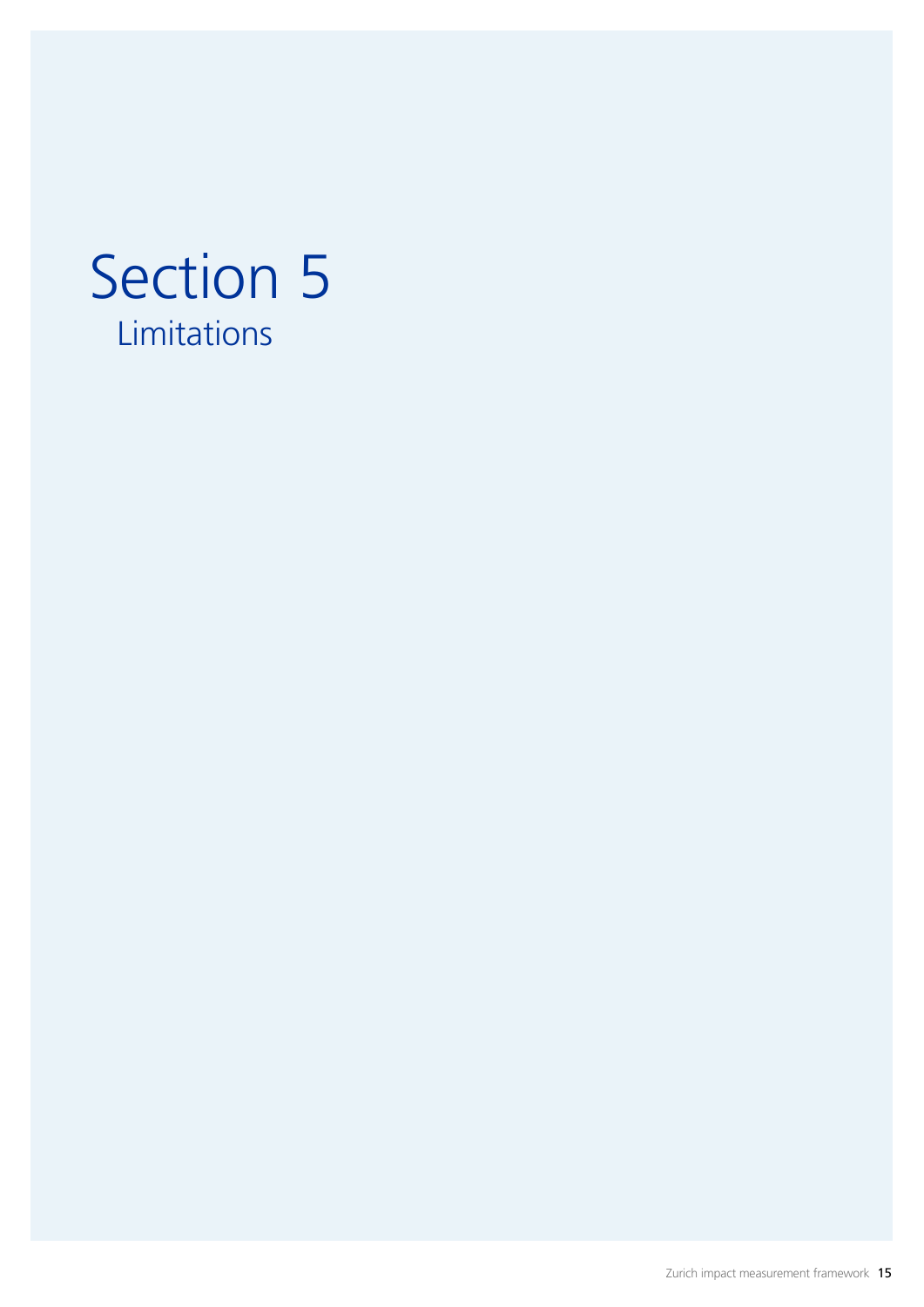# Section 5

## Limitations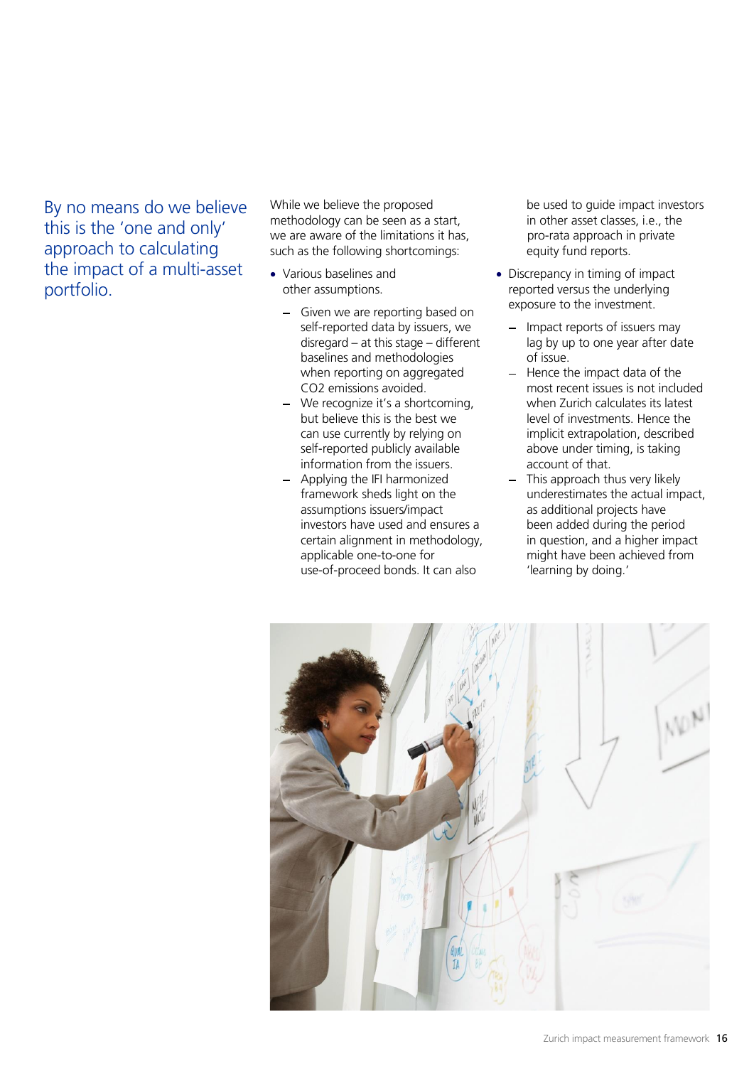By no means do we believe this is the 'one and only' approach to calculating the impact of a multi-asset portfolio.

While we believe the proposed methodology can be seen as a start, we are aware of the limitations it has, such as the following shortcomings:

- Various baselines and other assumptions.
  - Given we are reporting based on self-reported data by issuers, we disregard – at this stage – different baselines and methodologies when reporting on aggregated $CO_2$ emissions avoided.
  - We recognize it's a shortcoming, but believe this is the best we can use currently by relying on self-reported publicly available information from the issuers.
  - Applying the IFI harmonized framework sheds light on the assumptions issuers/impact investors have used and ensures a certain alignment in methodology, applicable one-to-one for use-of-proceed bonds. It can also be used to guide impact investors in other asset classes, i.e., the pro-rata approach in private equity fund reports.
- Discrepancy in timing of impact reported versus the underlying exposure to the investment.
  - Impact reports of issuers may lag by up to one year after date of issue.
  - Hence the impact data of the most recent issues is not included when Zurich calculates its latest level of investments. Hence the implicit extrapolation, described above under timing, is taking account of that.
  - This approach thus very likely underestimates the actual impact, as additional projects have been added during the period in question, and a higher impact might have been achieved from 'learning by doing.'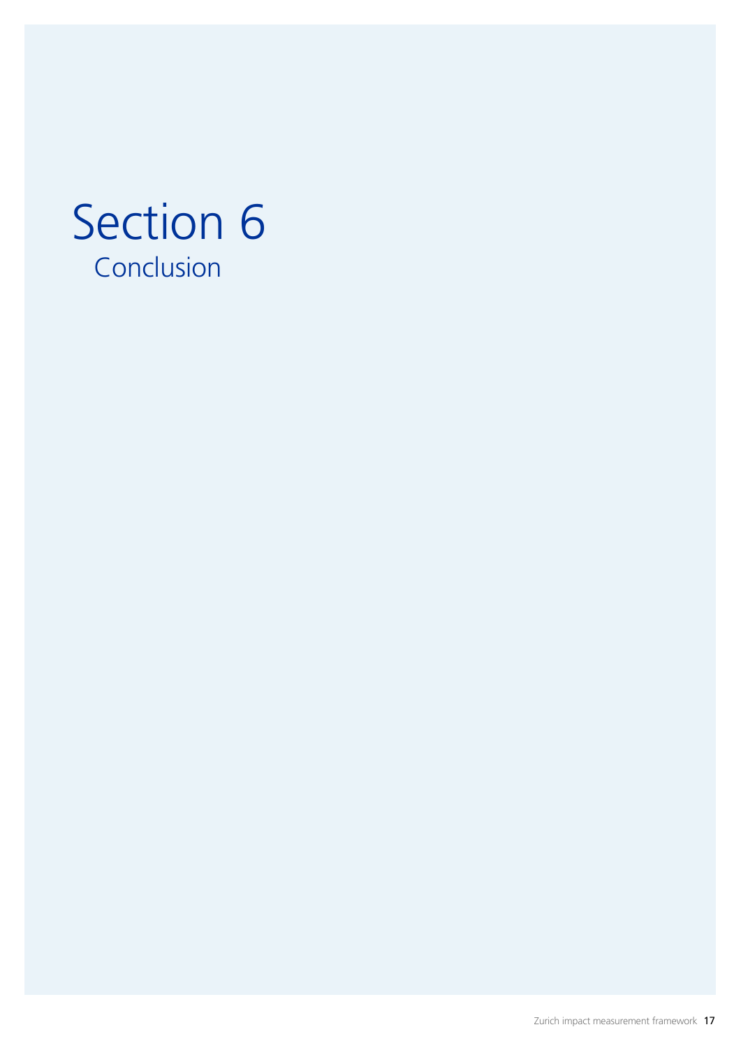# Section 6

## Conclusion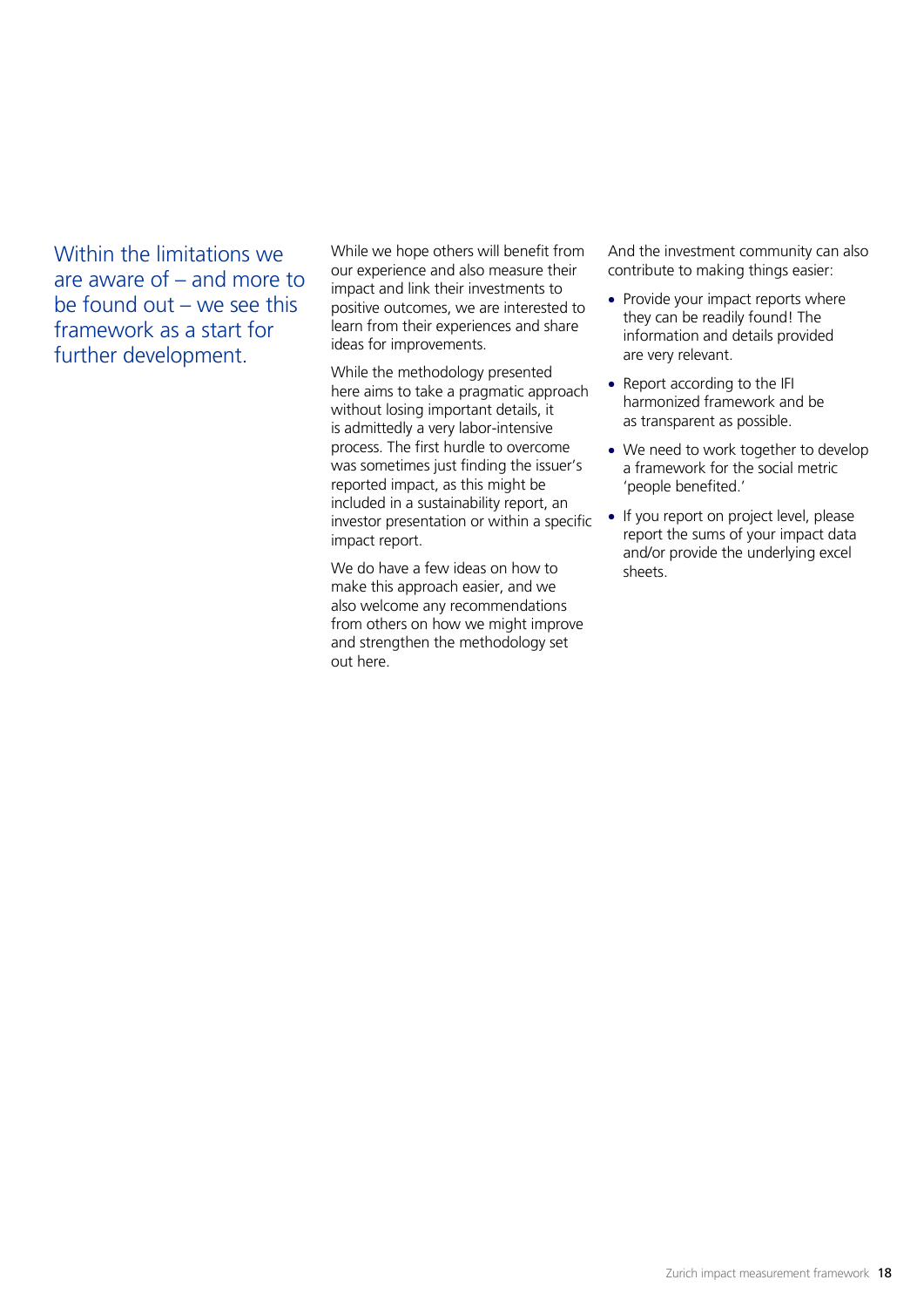## Within the limitations we are aware of – and more to be found out – we see this framework as a start for further development.

While we hope others will benefit from our experience and also measure their impact and link their investments to positive outcomes, we are interested to learn from their experiences and share ideas for improvements.

While the methodology presented here aims to take a pragmatic approach without losing important details, it is admittedly a very labor-intensive process. The first hurdle to overcome was sometimes just finding the issuer's reported impact, as this might be included in a sustainability report, an investor presentation or within a specific impact report.

We do have a few ideas on how to make this approach easier, and we also welcome any recommendations from others on how we might improve and strengthen the methodology set out here.

And the investment community can also contribute to making things easier:

- Provide your impact reports where they can be readily found! The information and details provided are very relevant.
- Report according to the IFI harmonized framework and be as transparent as possible.
- We need to work together to develop a framework for the social metric 'people benefited.'
- If you report on project level, please report the sums of your impact data and/or provide the underlying excel sheets.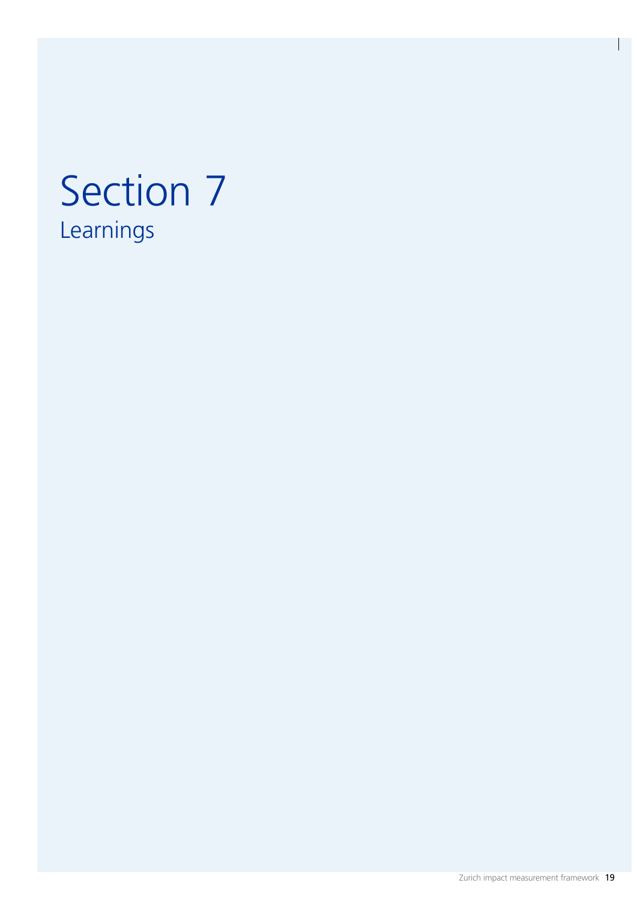# Section 7

## Learnings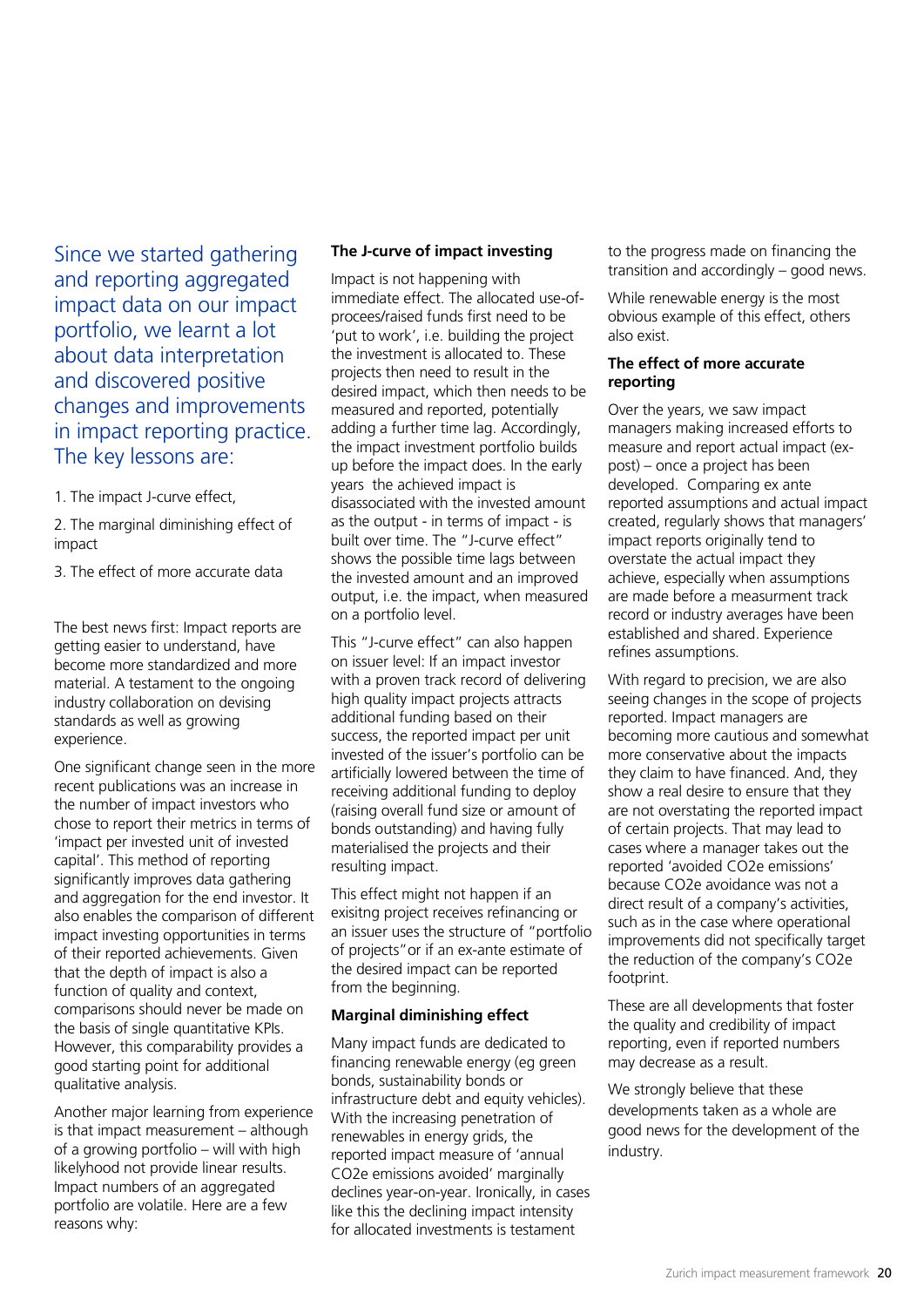Since we started gathering and reporting aggregated impact data on our impact portfolio, we learnt a lot about data interpretation and discovered positive changes and improvements in impact reporting practice. The key lessons are:

1. The impact J-curve effect,
2. The marginal diminishing effect of impact
3. The effect of more accurate data

The best news first: Impact reports are getting easier to understand, have become more standardized and more material. A testament to the ongoing industry collaboration on devising standards as well as growing experience.

One significant change seen in the more recent publications was an increase in the number of impact investors who chose to report their metrics in terms of 'impact per invested unit of invested capital'. This method of reporting significantly improves data gathering and aggregation for the end investor. It also enables the comparison of different impact investing opportunities in terms of their reported achievements. Given that the depth of impact is also a function of quality and context, comparisons should never be made on the basis of single quantitative KPIs. However, this comparability provides a good starting point for additional qualitative analysis.

Another major learning from experience is that impact measurement – although of a growing portfolio – will with high likelihood not provide linear results. Impact numbers of an aggregated portfolio are volatile. Here are a few reasons why:

**The J-curve of impact investing**

Impact is not happening with immediate effect. The allocated use-of-procees/raised funds first need to be 'put to work', i.e. building the project the investment is allocated to. These projects then need to result in the desired impact, which then needs to be measured and reported, potentially adding a further time lag. Accordingly, the impact investment portfolio builds up before the impact does. In the early years  the achieved impact is disassociated with the invested amount as the output - in terms of impact - is built over time. The "J-curve effect" shows the possible time lags between the invested amount and an improved output, i.e. the impact, when measured on a portfolio level.

This "J-curve effect" can also happen on issuer level: If an impact investor with a proven track record of delivering high quality impact projects attracts additional funding based on their success, the reported impact per unit invested of the issuer's portfolio can be artificially lowered between the time of receiving additional funding to deploy (raising overall fund size or amount of bonds outstanding) and having fully materialised the projects and their resulting impact.

This effect might not happen if an exisitng project receives refinancing or an issuer uses the structure of "portfolio of projects"or if an ex-ante estimate of the desired impact can be reported from the beginning.

**Marginal diminishing effect**

Many impact funds are dedicated to financing renewable energy (eg green bonds, sustainability bonds or infrastructure debt and equity vehicles). With the increasing penetration of renewables in energy grids, the reported impact measure of 'annual CO2e emissions avoided' marginally declines year-on-year. Ironically, in cases like this the declining impact intensity for allocated investments is testament to the progress made on financing the transition and accordingly – good news.

While renewable energy is the most obvious example of this effect, others also exist.

**The effect of more accurate reporting**

Over the years, we saw impact managers making increased efforts to measure and report actual impact (ex-post) – once a project has been developed.  Comparing ex ante reported assumptions and actual impact created, regularly shows that managers' impact reports originally tend to overstate the actual impact they achieve, especially when assumptions are made before a measurment track record or industry averages have been established and shared. Experience refines assumptions.

With regard to precision, we are also seeing changes in the scope of projects reported. Impact managers are becoming more cautious and somewhat more conservative about the impacts they claim to have financed. And, they show a real desire to ensure that they are not overstating the reported impact of certain projects. That may lead to cases where a manager takes out the reported 'avoided CO2e emissions' because CO2e avoidance was not a direct result of a company's activities, such as in the case where operational improvements did not specifically target the reduction of the company's CO2e footprint.

These are all developments that foster the quality and credibility of impact reporting, even if reported numbers may decrease as a result.

We strongly believe that these developments taken as a whole are good news for the development of the industry.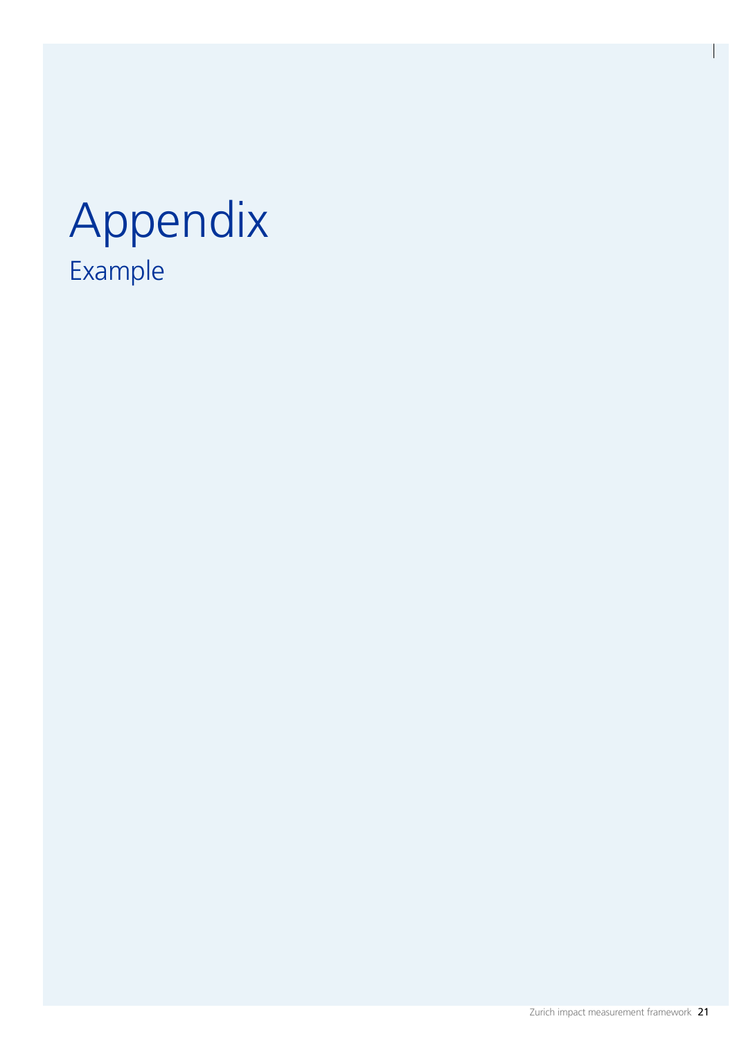# Appendix

## Example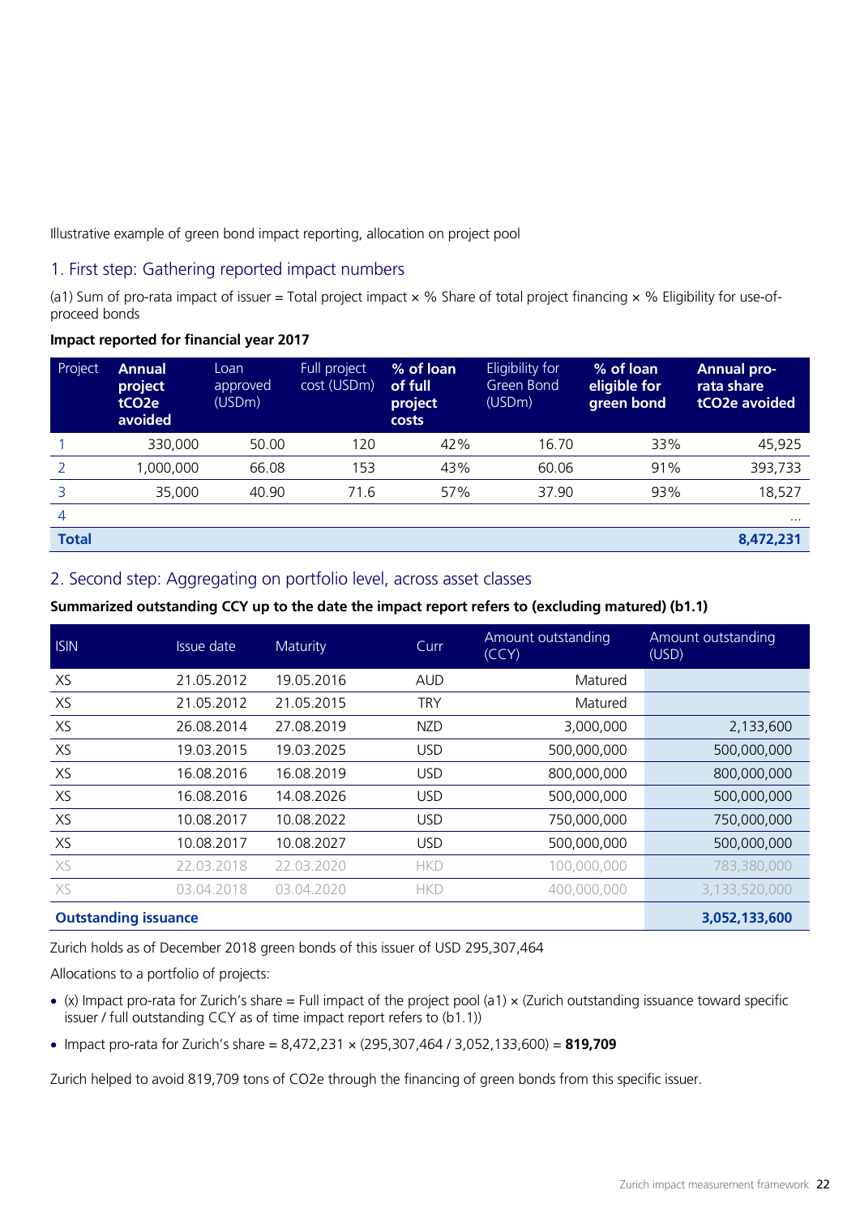Illustrative example of green bond impact reporting, allocation on project pool

## 1. First step: Gathering reported impact numbers

(a1) Sum of pro-rata impact of issuer = Total project impact × % Share of total project financing × % Eligibility for use-of-proceed bonds

**Impact reported for financial year 2017**

| Project | **Annual project tCO2e avoided** | Loan approved (USDm) | Full project cost (USDm) | **% of loan of full project costs** | Eligibility for Green Bond (USDm) | **% of loan eligible for green bond** | **Annual pro-rata share tCO2e avoided** |
|---|---|---|---|---|---|---|---|
| 1 | 330,000 | 50.00 | 120 | 42% | 16.70 | 33% | 45,925 |
| 2 | 1,000,000 | 66.08 | 153 | 43% | 60.06 | 91% | 393,733 |
| 3 | 35,000 | 40.90 | 71.6 | 57% | 37.90 | 93% | 18,527 |
| 4 | | | | | | | … |
| **Total** | | | | | | | **8,472,231** |

## 2. Second step: Aggregating on portfolio level, across asset classes

**Summarized outstanding CCY up to the date the impact report refers to (excluding matured) (b1.1)**

| ISIN | Issue date | Maturity | Curr | Amount outstanding (CCY) | Amount outstanding (USD) |
|---|---|---|---|---|---|
| XS | 21.05.2012 | 19.05.2016 | AUD | Matured | |
| XS | 21.05.2012 | 21.05.2015 | TRY | Matured | |
| XS | 26.08.2014 | 27.08.2019 | NZD | 3,000,000 | 2,133,600 |
| XS | 19.03.2015 | 19.03.2025 | USD | 500,000,000 | 500,000,000 |
| XS | 16.08.2016 | 16.08.2019 | USD | 800,000,000 | 800,000,000 |
| XS | 16.08.2016 | 14.08.2026 | USD | 500,000,000 | 500,000,000 |
| XS | 10.08.2017 | 10.08.2022 | USD | 750,000,000 | 750,000,000 |
| XS | 10.08.2017 | 10.08.2027 | USD | 500,000,000 | 500,000,000 |
| XS | 22.03.2018 | 22.03.2020 | HKD | 100,000,000 | 783,380,000 |
| XS | 03.04.2018 | 03.04.2020 | HKD | 400,000,000 | 3,133,520,000 |
| **Outstanding issuance** | | | | | **3,052,133,600** |

Zurich holds as of December 2018 green bonds of this issuer of USD 295,307,464

Allocations to a portfolio of projects:

- (x) Impact pro-rata for Zurich's share = Full impact of the project pool (a1) × (Zurich outstanding issuance toward specific issuer / full outstanding CCY as of time impact report refers to (b1.1))
- Impact pro-rata for Zurich's share = 8,472,231 × (295,307,464 / 3,052,133,600) = **819,709**

Zurich helped to avoid 819,709 tons of $CO_2e$ through the financing of green bonds from this specific issuer.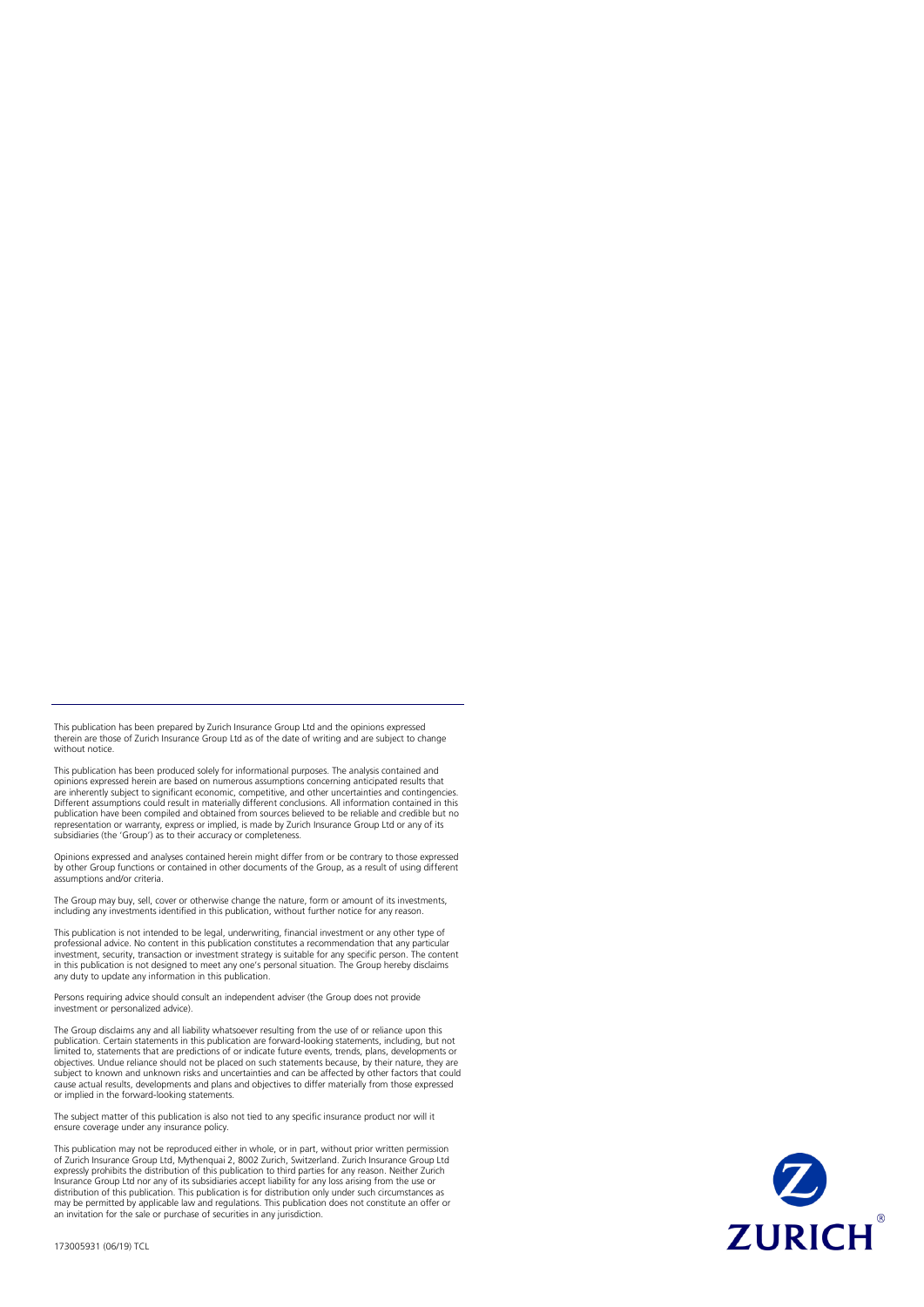This publication has been prepared by Zurich Insurance Group Ltd and the opinions expressed therein are those of Zurich Insurance Group Ltd as of the date of writing and are subject to change without notice.

This publication has been produced solely for informational purposes. The analysis contained and opinions expressed herein are based on numerous assumptions concerning anticipated results that are inherently subject to significant economic, competitive, and other uncertainties and contingencies. Different assumptions could result in materially different conclusions. All information contained in this publication have been compiled and obtained from sources believed to be reliable and credible but no representation or warranty, express or implied, is made by Zurich Insurance Group Ltd or any of its subsidiaries (the 'Group') as to their accuracy or completeness.

Opinions expressed and analyses contained herein might differ from or be contrary to those expressed by other Group functions or contained in other documents of the Group, as a result of using different assumptions and/or criteria.

The Group may buy, sell, cover or otherwise change the nature, form or amount of its investments, including any investments identified in this publication, without further notice for any reason.

This publication is not intended to be legal, underwriting, financial investment or any other type of professional advice. No content in this publication constitutes a recommendation that any particular investment, security, transaction or investment strategy is suitable for any specific person. The content in this publication is not designed to meet any one's personal situation. The Group hereby disclaims any duty to update any information in this publication.

Persons requiring advice should consult an independent adviser (the Group does not provide investment or personalized advice).

The Group disclaims any and all liability whatsoever resulting from the use of or reliance upon this publication. Certain statements in this publication are forward-looking statements, including, but not limited to, statements that are predictions of or indicate future events, trends, plans, developments or objectives. Undue reliance should not be placed on such statements because, by their nature, they are subject to known and unknown risks and uncertainties and can be affected by other factors that could cause actual results, developments and plans and objectives to differ materially from those expressed or implied in the forward-looking statements.

The subject matter of this publication is also not tied to any specific insurance product nor will it ensure coverage under any insurance policy.

This publication may not be reproduced either in whole, or in part, without prior written permission of Zurich Insurance Group Ltd, Mythenquai 2, 8002 Zurich, Switzerland. Zurich Insurance Group Ltd expressly prohibits the distribution of this publication to third parties for any reason. Neither Zurich Insurance Group Ltd nor any of its subsidiaries accept liability for any loss arising from the use or distribution of this publication. This publication is for distribution only under such circumstances as may be permitted by applicable law and regulations. This publication does not constitute an offer or an invitation for the sale or purchase of securities in any jurisdiction.

173005931 (06/19) TCL

ZURICH®